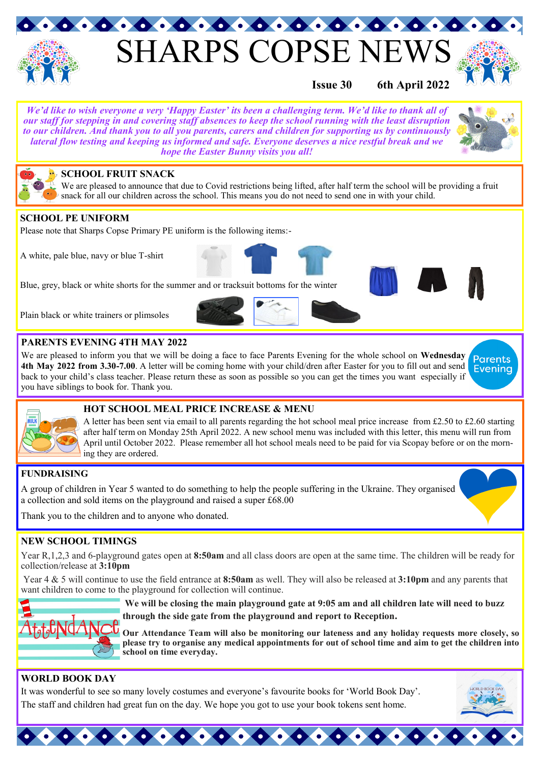# SHARPS COPSE NEWS

**Issue 30 6th April 2022**

***We'd like to wish everyone a very 'Happy Easter' its been a challenging term. We'd like to thank all of our staff for stepping in and covering staff absences to keep the school running with the least disruption to our children. And thank you to all you parents, carers and children for supporting us by continuously lateral flow testing and keeping us informed and safe. Everyone deserves a nice restful break and we hope the Easter Bunny visits you all!***

## SCHOOL FRUIT SNACK

We are pleased to announce that due to Covid restrictions being lifted, after half term the school will be providing a fruit snack for all our children across the school. This means you do not need to send one in with your child.

## SCHOOL PE UNIFORM

Please note that Sharps Copse Primary PE uniform is the following items:-

A white, pale blue, navy or blue T-shirt

Blue, grey, black or white shorts for the summer and or tracksuit bottoms for the winter

Plain black or white trainers or plimsoles

## PARENTS EVENING 4TH MAY 2022

We are pleased to inform you that we will be doing a face to face Parents Evening for the whole school on **Wednesday 4th May 2022 from 3.30-7.00**. A letter will be coming home with your child/dren after Easter for you to fill out and send back to your child's class teacher. Please return these as soon as possible so you can get the times you want especially if you have siblings to book for. Thank you.

## HOT SCHOOL MEAL PRICE INCREASE & MENU

A letter has been sent via email to all parents regarding the hot school meal price increase from £2.50 to £2.60 starting after half term on Monday 25th April 2022. A new school menu was included with this letter, this menu will run from April until October 2022. Please remember all hot school meals need to be paid for via Scopay before or on the morning they are ordered.

## FUNDRAISING

A group of children in Year 5 wanted to do something to help the people suffering in the Ukraine. They organised a collection and sold items on the playground and raised a super £68.00

Thank you to the children and to anyone who donated.

## NEW SCHOOL TIMINGS

Year R,1,2,3 and 6-playground gates open at **8:50am** and all class doors are open at the same time. The children will be ready for collection/release at **3:10pm**

Year 4 & 5 will continue to use the field entrance at **8:50am** as well. They will also be released at **3:10pm** and any parents that want children to come to the playground for collection will continue.

**We will be closing the main playground gate at 9:05 am and all children late will need to buzz through the side gate from the playground and report to Reception.**

**Our Attendance Team will also be monitoring our lateness and any holiday requests more closely, so please try to organise any medical appointments for out of school time and aim to get the children into school on time everyday.**

## WORLD BOOK DAY

It was wonderful to see so many lovely costumes and everyone's favourite books for 'World Book Day'.

The staff and children had great fun on the day. We hope you got to use your book tokens sent home.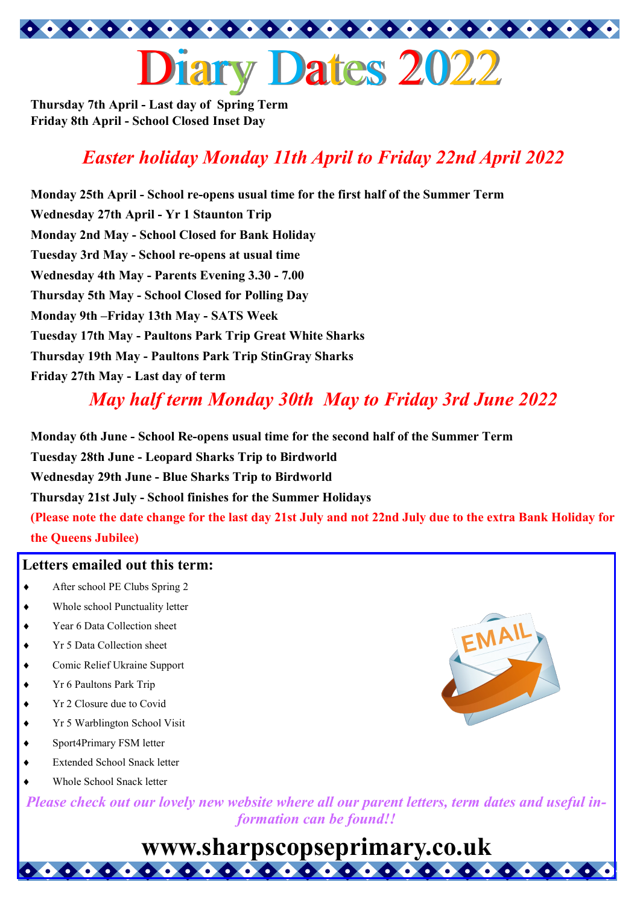# Diary Dates 2022

**Thursday 7th April - Last day of Spring Term**
**Friday 8th April - School Closed Inset Day**

## *Easter holiday Monday 11th April to Friday 22nd April 2022*

**Monday 25th April - School re-opens usual time for the first half of the Summer Term**
**Wednesday 27th April - Yr 1 Staunton Trip**
**Monday 2nd May - School Closed for Bank Holiday**
**Tuesday 3rd May - School re-opens at usual time**
**Wednesday 4th May - Parents Evening 3.30 - 7.00**
**Thursday 5th May - School Closed for Polling Day**
**Monday 9th –Friday 13th May - SATS Week**
**Tuesday 17th May - Paultons Park Trip Great White Sharks**
**Thursday 19th May - Paultons Park Trip StinGray Sharks**
**Friday 27th May - Last day of term**

## *May half term Monday 30th May to Friday 3rd June 2022*

**Monday 6th June - School Re-opens usual time for the second half of the Summer Term**
**Tuesday 28th June - Leopard Sharks Trip to Birdworld**
**Wednesday 29th June - Blue Sharks Trip to Birdworld**
**Thursday 21st July - School finishes for the Summer Holidays**
**(Please note the date change for the last day 21st July and not 22nd July due to the extra Bank Holiday for the Queens Jubilee)**

### Letters emailed out this term:

- After school PE Clubs Spring 2
- Whole school Punctuality letter
- Year 6 Data Collection sheet
- Yr 5 Data Collection sheet
- Comic Relief Ukraine Support
- Yr 6 Paultons Park Trip
- Yr 2 Closure due to Covid
- Yr 5 Warblington School Visit
- Sport4Primary FSM letter
- Extended School Snack letter
- Whole School Snack letter

*Please check out our lovely new website where all our parent letters, term dates and useful information can be found!!*

# www.sharpscopseprimary.co.uk